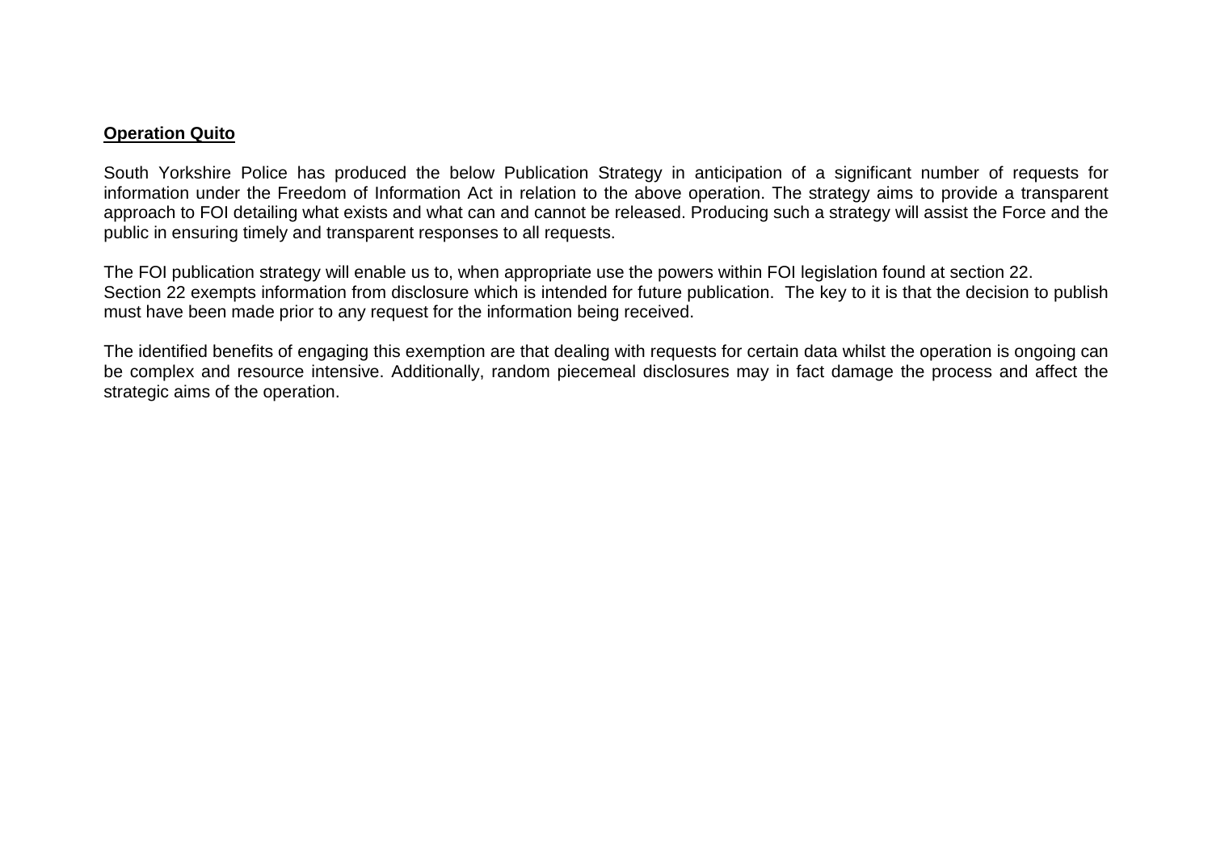**Operation Quito**

South Yorkshire Police has produced the below Publication Strategy in anticipation of a significant number of requests for information under the Freedom of Information Act in relation to the above operation. The strategy aims to provide a transparent approach to FOI detailing what exists and what can and cannot be released. Producing such a strategy will assist the Force and the public in ensuring timely and transparent responses to all requests.

The FOI publication strategy will enable us to, when appropriate use the powers within FOI legislation found at section 22.
Section 22 exempts information from disclosure which is intended for future publication. The key to it is that the decision to publish must have been made prior to any request for the information being received.

The identified benefits of engaging this exemption are that dealing with requests for certain data whilst the operation is ongoing can be complex and resource intensive. Additionally, random piecemeal disclosures may in fact damage the process and affect the strategic aims of the operation.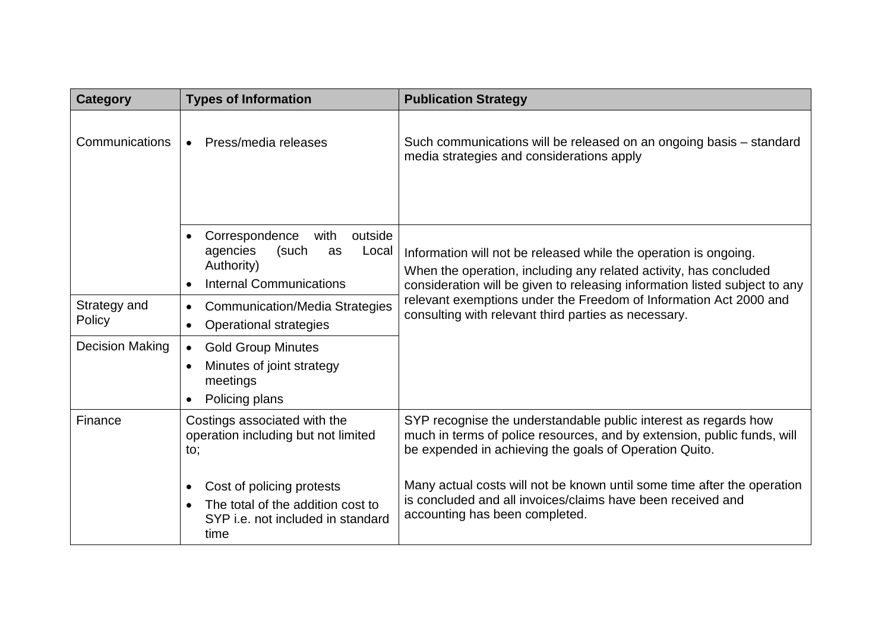| Category | Types of Information | Publication Strategy |
|---|---|---|
| Communications | • Press/media releases | Such communications will be released on an ongoing basis – standard media strategies and considerations apply |
| | • Correspondence with outside agencies (such as Local Authority)<br>• Internal Communications | Information will not be released while the operation is ongoing.<br>When the operation, including any related activity, has concluded consideration will be given to releasing information listed subject to any relevant exemptions under the Freedom of Information Act 2000 and consulting with relevant third parties as necessary. |
| Strategy and Policy | • Communication/Media Strategies<br>• Operational strategies | |
| Decision Making | • Gold Group Minutes<br>• Minutes of joint strategy meetings<br>• Policing plans | |
| Finance | Costings associated with the operation including but not limited to;<br><br>• Cost of policing protests<br>• The total of the addition cost to SYP i.e. not included in standard time | SYP recognise the understandable public interest as regards how much in terms of police resources, and by extension, public funds, will be expended in achieving the goals of Operation Quito.<br><br>Many actual costs will not be known until some time after the operation is concluded and all invoices/claims have been received and accounting has been completed. |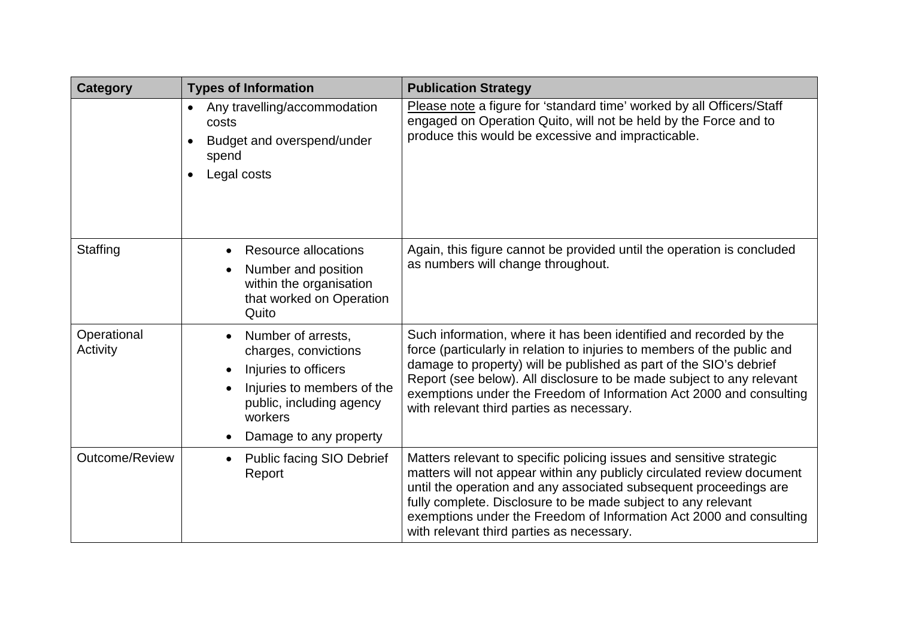| Category | Types of Information | Publication Strategy |
|---|---|---|
| | • Any travelling/accommodation costs<br>• Budget and overspend/under spend<br>• Legal costs | Please note a figure for 'standard time' worked by all Officers/Staff engaged on Operation Quito, will not be held by the Force and to produce this would be excessive and impracticable. |
| Staffing | • Resource allocations<br>• Number and position within the organisation that worked on Operation Quito | Again, this figure cannot be provided until the operation is concluded as numbers will change throughout. |
| Operational Activity | • Number of arrests, charges, convictions<br>• Injuries to officers<br>• Injuries to members of the public, including agency workers<br>• Damage to any property | Such information, where it has been identified and recorded by the force (particularly in relation to injuries to members of the public and damage to property) will be published as part of the SIO's debrief Report (see below). All disclosure to be made subject to any relevant exemptions under the Freedom of Information Act 2000 and consulting with relevant third parties as necessary. |
| Outcome/Review | • Public facing SIO Debrief Report | Matters relevant to specific policing issues and sensitive strategic matters will not appear within any publicly circulated review document until the operation and any associated subsequent proceedings are fully complete. Disclosure to be made subject to any relevant exemptions under the Freedom of Information Act 2000 and consulting with relevant third parties as necessary. |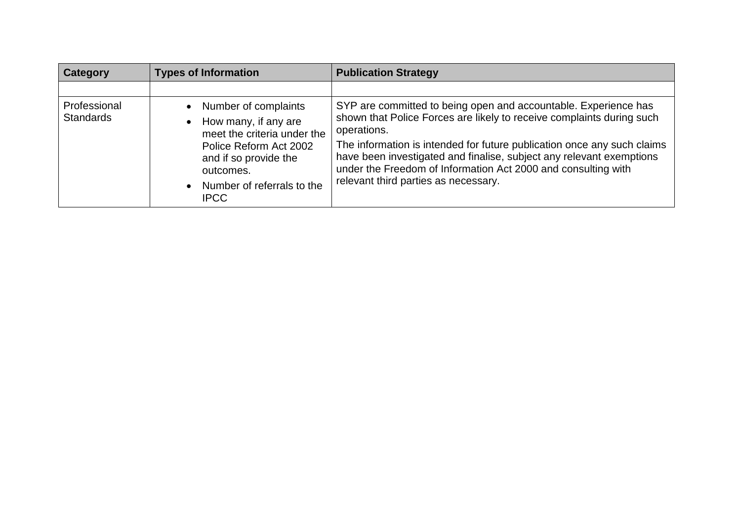| Category | Types of Information | Publication Strategy |
| --- | --- | --- |
| | | |
| Professional Standards | • Number of complaints<br>• How many, if any are meet the criteria under the Police Reform Act 2002 and if so provide the outcomes.<br>• Number of referrals to the IPCC | SYP are committed to being open and accountable. Experience has shown that Police Forces are likely to receive complaints during such operations.<br>The information is intended for future publication once any such claims have been investigated and finalise, subject any relevant exemptions under the Freedom of Information Act 2000 and consulting with relevant third parties as necessary. |